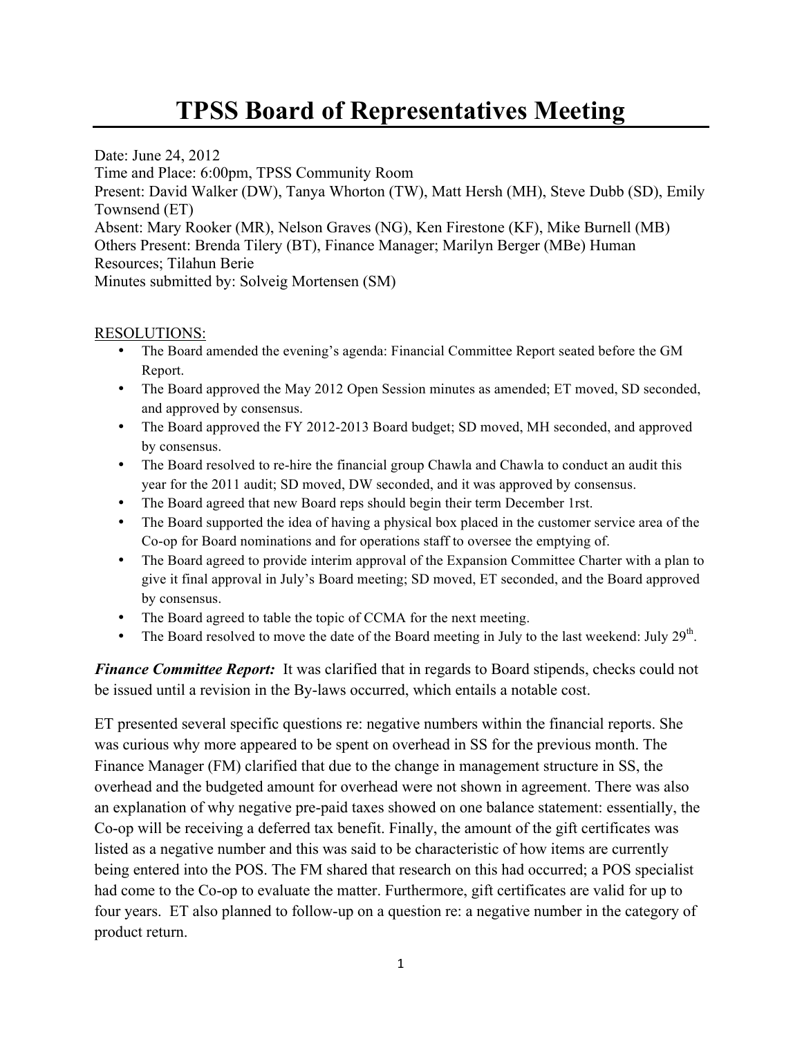# TPSS Board of Representatives Meeting

Date: June 24, 2012
Time and Place: 6:00pm, TPSS Community Room
Present: David Walker (DW), Tanya Whorton (TW), Matt Hersh (MH), Steve Dubb (SD), Emily Townsend (ET)
Absent: Mary Rooker (MR), Nelson Graves (NG), Ken Firestone (KF), Mike Burnell (MB)
Others Present: Brenda Tilery (BT), Finance Manager; Marilyn Berger (MBe) Human Resources; Tilahun Berie
Minutes submitted by: Solveig Mortensen (SM)

RESOLUTIONS:

- The Board amended the evening's agenda: Financial Committee Report seated before the GM Report.
- The Board approved the May 2012 Open Session minutes as amended; ET moved, SD seconded, and approved by consensus.
- The Board approved the FY 2012-2013 Board budget; SD moved, MH seconded, and approved by consensus.
- The Board resolved to re-hire the financial group Chawla and Chawla to conduct an audit this year for the 2011 audit; SD moved, DW seconded, and it was approved by consensus.
- The Board agreed that new Board reps should begin their term December 1rst.
- The Board supported the idea of having a physical box placed in the customer service area of the Co-op for Board nominations and for operations staff to oversee the emptying of.
- The Board agreed to provide interim approval of the Expansion Committee Charter with a plan to give it final approval in July's Board meeting; SD moved, ET seconded, and the Board approved by consensus.
- The Board agreed to table the topic of CCMA for the next meeting.
- The Board resolved to move the date of the Board meeting in July to the last weekend: July 29th.

***Finance Committee Report:*** It was clarified that in regards to Board stipends, checks could not be issued until a revision in the By-laws occurred, which entails a notable cost.

ET presented several specific questions re: negative numbers within the financial reports. She was curious why more appeared to be spent on overhead in SS for the previous month. The Finance Manager (FM) clarified that due to the change in management structure in SS, the overhead and the budgeted amount for overhead were not shown in agreement. There was also an explanation of why negative pre-paid taxes showed on one balance statement: essentially, the Co-op will be receiving a deferred tax benefit. Finally, the amount of the gift certificates was listed as a negative number and this was said to be characteristic of how items are currently being entered into the POS. The FM shared that research on this had occurred; a POS specialist had come to the Co-op to evaluate the matter. Furthermore, gift certificates are valid for up to four years. ET also planned to follow-up on a question re: a negative number in the category of product return.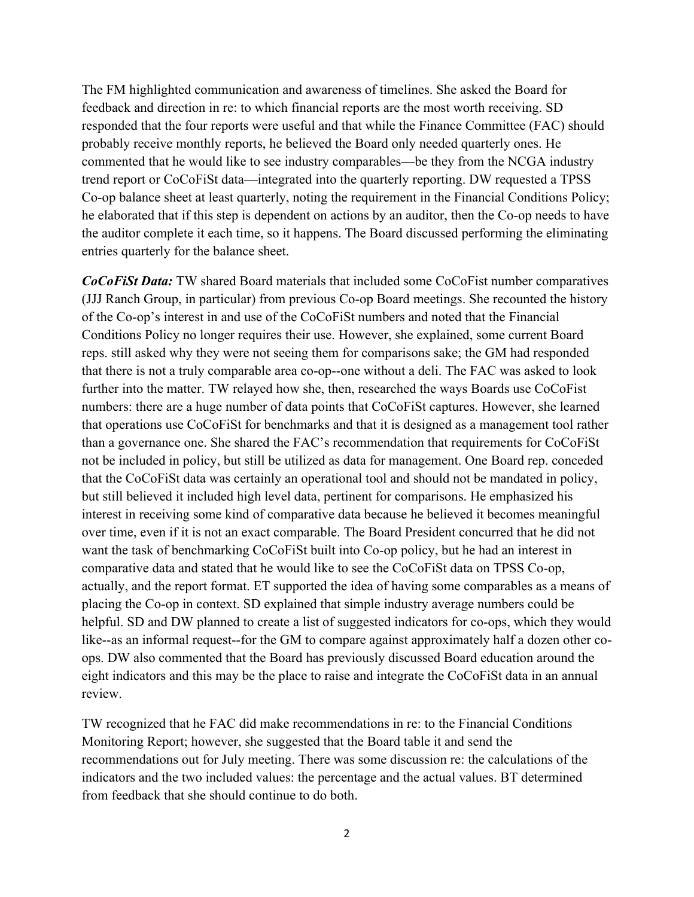The FM highlighted communication and awareness of timelines. She asked the Board for feedback and direction in re: to which financial reports are the most worth receiving. SD responded that the four reports were useful and that while the Finance Committee (FAC) should probably receive monthly reports, he believed the Board only needed quarterly ones. He commented that he would like to see industry comparables—be they from the NCGA industry trend report or CoCoFiSt data—integrated into the quarterly reporting. DW requested a TPSS Co-op balance sheet at least quarterly, noting the requirement in the Financial Conditions Policy; he elaborated that if this step is dependent on actions by an auditor, then the Co-op needs to have the auditor complete it each time, so it happens. The Board discussed performing the eliminating entries quarterly for the balance sheet.

***CoCoFiSt Data:*** TW shared Board materials that included some CoCoFist number comparatives (JJJ Ranch Group, in particular) from previous Co-op Board meetings. She recounted the history of the Co-op's interest in and use of the CoCoFiSt numbers and noted that the Financial Conditions Policy no longer requires their use. However, she explained, some current Board reps. still asked why they were not seeing them for comparisons sake; the GM had responded that there is not a truly comparable area co-op--one without a deli. The FAC was asked to look further into the matter. TW relayed how she, then, researched the ways Boards use CoCoFist numbers: there are a huge number of data points that CoCoFiSt captures. However, she learned that operations use CoCoFiSt for benchmarks and that it is designed as a management tool rather than a governance one. She shared the FAC's recommendation that requirements for CoCoFiSt not be included in policy, but still be utilized as data for management. One Board rep. conceded that the CoCoFiSt data was certainly an operational tool and should not be mandated in policy, but still believed it included high level data, pertinent for comparisons. He emphasized his interest in receiving some kind of comparative data because he believed it becomes meaningful over time, even if it is not an exact comparable. The Board President concurred that he did not want the task of benchmarking CoCoFiSt built into Co-op policy, but he had an interest in comparative data and stated that he would like to see the CoCoFiSt data on TPSS Co-op, actually, and the report format. ET supported the idea of having some comparables as a means of placing the Co-op in context. SD explained that simple industry average numbers could be helpful. SD and DW planned to create a list of suggested indicators for co-ops, which they would like--as an informal request--for the GM to compare against approximately half a dozen other co-ops. DW also commented that the Board has previously discussed Board education around the eight indicators and this may be the place to raise and integrate the CoCoFiSt data in an annual review.

TW recognized that he FAC did make recommendations in re: to the Financial Conditions Monitoring Report; however, she suggested that the Board table it and send the recommendations out for July meeting. There was some discussion re: the calculations of the indicators and the two included values: the percentage and the actual values. BT determined from feedback that she should continue to do both.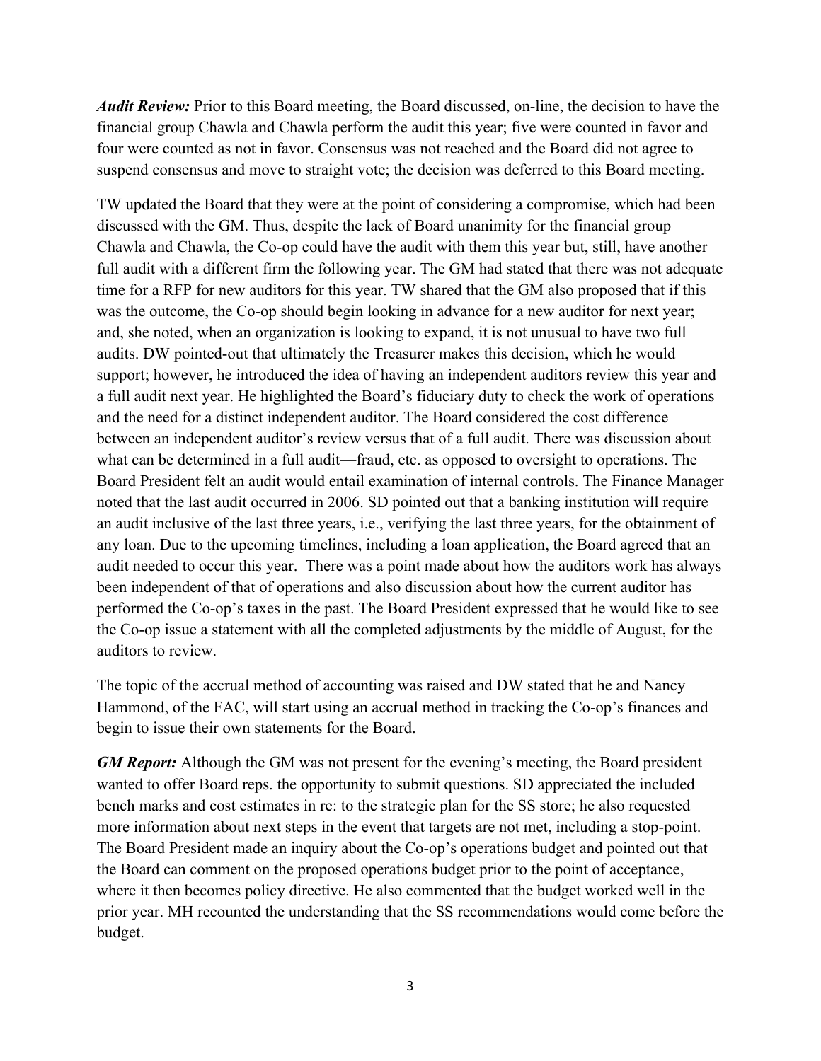***Audit Review:*** Prior to this Board meeting, the Board discussed, on-line, the decision to have the financial group Chawla and Chawla perform the audit this year; five were counted in favor and four were counted as not in favor. Consensus was not reached and the Board did not agree to suspend consensus and move to straight vote; the decision was deferred to this Board meeting.

TW updated the Board that they were at the point of considering a compromise, which had been discussed with the GM. Thus, despite the lack of Board unanimity for the financial group Chawla and Chawla, the Co-op could have the audit with them this year but, still, have another full audit with a different firm the following year. The GM had stated that there was not adequate time for a RFP for new auditors for this year. TW shared that the GM also proposed that if this was the outcome, the Co-op should begin looking in advance for a new auditor for next year; and, she noted, when an organization is looking to expand, it is not unusual to have two full audits. DW pointed-out that ultimately the Treasurer makes this decision, which he would support; however, he introduced the idea of having an independent auditors review this year and a full audit next year. He highlighted the Board's fiduciary duty to check the work of operations and the need for a distinct independent auditor. The Board considered the cost difference between an independent auditor's review versus that of a full audit. There was discussion about what can be determined in a full audit—fraud, etc. as opposed to oversight to operations. The Board President felt an audit would entail examination of internal controls. The Finance Manager noted that the last audit occurred in 2006. SD pointed out that a banking institution will require an audit inclusive of the last three years, i.e., verifying the last three years, for the obtainment of any loan. Due to the upcoming timelines, including a loan application, the Board agreed that an audit needed to occur this year. There was a point made about how the auditors work has always been independent of that of operations and also discussion about how the current auditor has performed the Co-op's taxes in the past. The Board President expressed that he would like to see the Co-op issue a statement with all the completed adjustments by the middle of August, for the auditors to review.

The topic of the accrual method of accounting was raised and DW stated that he and Nancy Hammond, of the FAC, will start using an accrual method in tracking the Co-op's finances and begin to issue their own statements for the Board.

***GM Report:*** Although the GM was not present for the evening's meeting, the Board president wanted to offer Board reps. the opportunity to submit questions. SD appreciated the included bench marks and cost estimates in re: to the strategic plan for the SS store; he also requested more information about next steps in the event that targets are not met, including a stop-point. The Board President made an inquiry about the Co-op's operations budget and pointed out that the Board can comment on the proposed operations budget prior to the point of acceptance, where it then becomes policy directive. He also commented that the budget worked well in the prior year. MH recounted the understanding that the SS recommendations would come before the budget.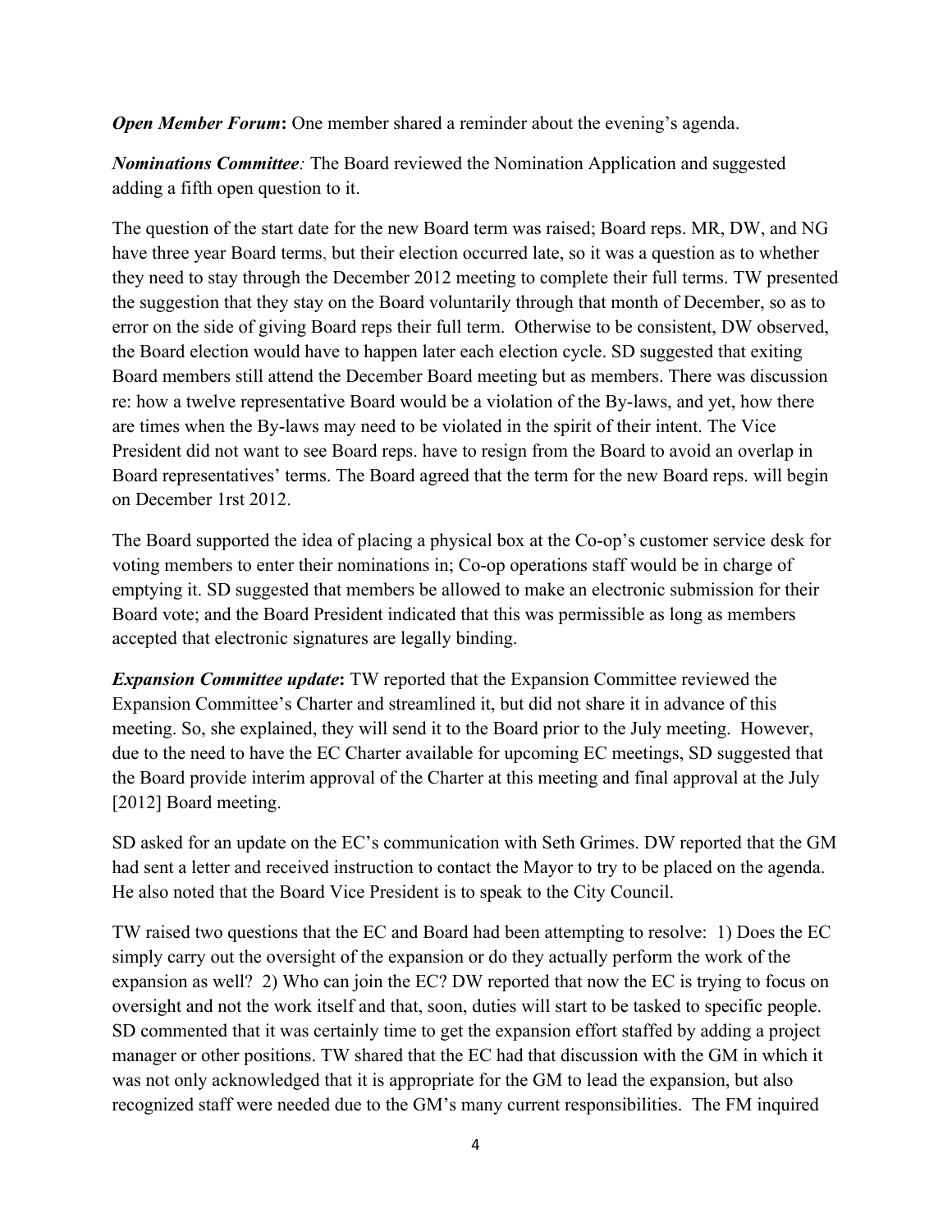***Open Member Forum*****:** One member shared a reminder about the evening's agenda.

***Nominations Committee****:* The Board reviewed the Nomination Application and suggested adding a fifth open question to it.

The question of the start date for the new Board term was raised; Board reps. MR, DW, and NG have three year Board terms, but their election occurred late, so it was a question as to whether they need to stay through the December 2012 meeting to complete their full terms. TW presented the suggestion that they stay on the Board voluntarily through that month of December, so as to error on the side of giving Board reps their full term. Otherwise to be consistent, DW observed, the Board election would have to happen later each election cycle. SD suggested that exiting Board members still attend the December Board meeting but as members. There was discussion re: how a twelve representative Board would be a violation of the By-laws, and yet, how there are times when the By-laws may need to be violated in the spirit of their intent. The Vice President did not want to see Board reps. have to resign from the Board to avoid an overlap in Board representatives' terms. The Board agreed that the term for the new Board reps. will begin on December 1rst 2012.

The Board supported the idea of placing a physical box at the Co-op's customer service desk for voting members to enter their nominations in; Co-op operations staff would be in charge of emptying it. SD suggested that members be allowed to make an electronic submission for their Board vote; and the Board President indicated that this was permissible as long as members accepted that electronic signatures are legally binding.

***Expansion Committee update*****:** TW reported that the Expansion Committee reviewed the Expansion Committee's Charter and streamlined it, but did not share it in advance of this meeting. So, she explained, they will send it to the Board prior to the July meeting. However, due to the need to have the EC Charter available for upcoming EC meetings, SD suggested that the Board provide interim approval of the Charter at this meeting and final approval at the July [2012] Board meeting.

SD asked for an update on the EC's communication with Seth Grimes. DW reported that the GM had sent a letter and received instruction to contact the Mayor to try to be placed on the agenda. He also noted that the Board Vice President is to speak to the City Council.

TW raised two questions that the EC and Board had been attempting to resolve: 1) Does the EC simply carry out the oversight of the expansion or do they actually perform the work of the expansion as well? 2) Who can join the EC? DW reported that now the EC is trying to focus on oversight and not the work itself and that, soon, duties will start to be tasked to specific people. SD commented that it was certainly time to get the expansion effort staffed by adding a project manager or other positions. TW shared that the EC had that discussion with the GM in which it was not only acknowledged that it is appropriate for the GM to lead the expansion, but also recognized staff were needed due to the GM's many current responsibilities. The FM inquired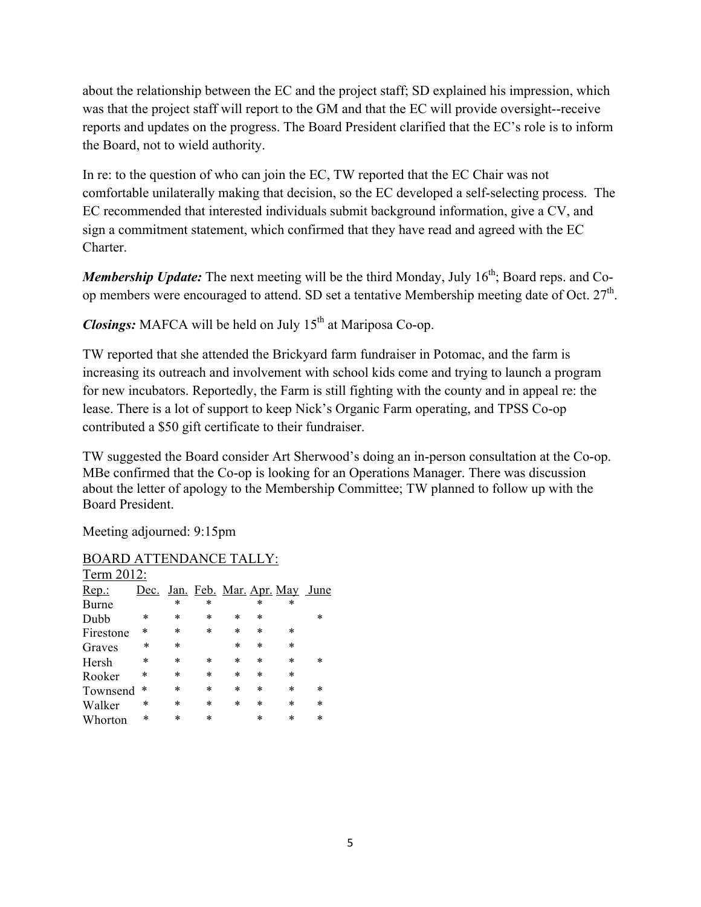about the relationship between the EC and the project staff; SD explained his impression, which was that the project staff will report to the GM and that the EC will provide oversight--receive reports and updates on the progress. The Board President clarified that the EC's role is to inform the Board, not to wield authority.

In re: to the question of who can join the EC, TW reported that the EC Chair was not comfortable unilaterally making that decision, so the EC developed a self-selecting process. The EC recommended that interested individuals submit background information, give a CV, and sign a commitment statement, which confirmed that they have read and agreed with the EC Charter.

***Membership Update:*** The next meeting will be the third Monday, July 16th; Board reps. and Co-op members were encouraged to attend. SD set a tentative Membership meeting date of Oct. 27th.

***Closings:*** MAFCA will be held on July 15th at Mariposa Co-op.

TW reported that she attended the Brickyard farm fundraiser in Potomac, and the farm is increasing its outreach and involvement with school kids come and trying to launch a program for new incubators. Reportedly, the Farm is still fighting with the county and in appeal re: the lease. There is a lot of support to keep Nick's Organic Farm operating, and TPSS Co-op contributed a $50 gift certificate to their fundraiser.

TW suggested the Board consider Art Sherwood's doing an in-person consultation at the Co-op. MBe confirmed that the Co-op is looking for an Operations Manager. There was discussion about the letter of apology to the Membership Committee; TW planned to follow up with the Board President.

Meeting adjourned: 9:15pm

<u>BOARD ATTENDANCE TALLY:</u>

<u>Term 2012:</u>

| Rep.: | Dec. | Jan. | Feb. | Mar. | Apr. | May | June |
|---|---|---|---|---|---|---|---|
| Burne | | * | * | | * | * | |
| Dubb | * | * | * | * | * | | * |
| Firestone | * | * | * | * | * | * | |
| Graves | * | * | | * | * | * | |
| Hersh | * | * | * | * | * | * | * |
| Rooker | * | * | * | * | * | * | |
| Townsend | * | * | * | * | * | * | * |
| Walker | * | * | * | * | * | * | * |
| Whorton | * | * | * | | * | * | * |